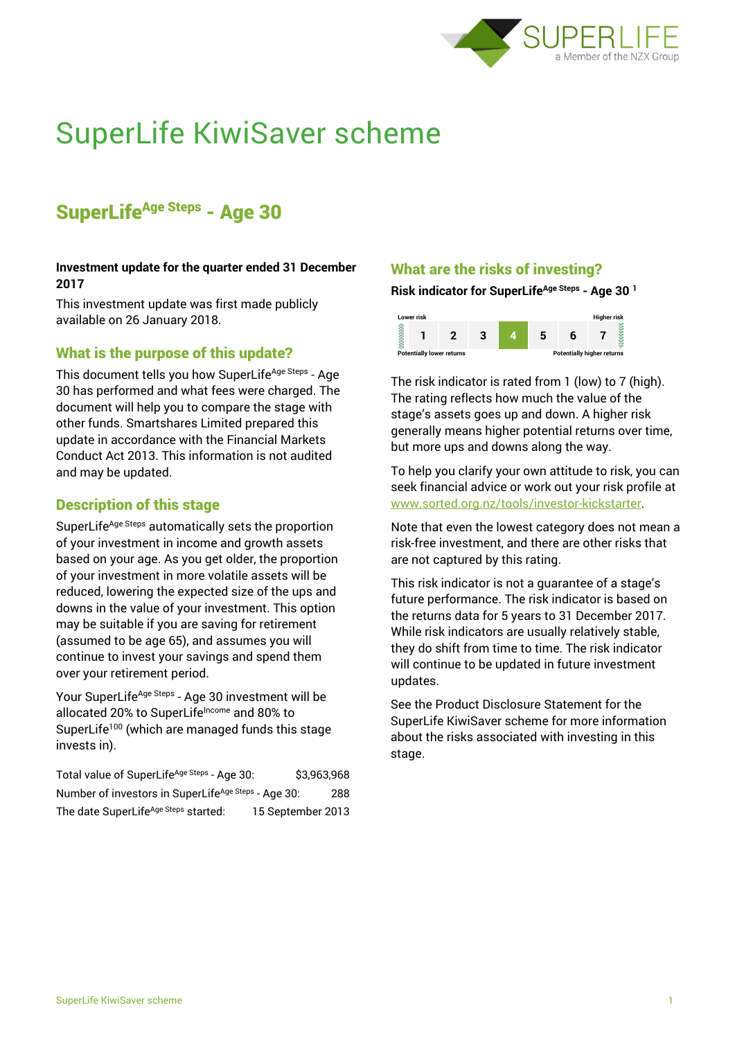# SuperLife KiwiSaver scheme

## SuperLife[Age Steps] - Age 30

**Investment update for the quarter ended 31 December 2017**

This investment update was first made publicly available on 26 January 2018.

### What is the purpose of this update?

This document tells you how SuperLife[Age Steps] - Age 30 has performed and what fees were charged. The document will help you to compare the stage with other funds. Smartshares Limited prepared this update in accordance with the Financial Markets Conduct Act 2013. This information is not audited and may be updated.

### Description of this stage

SuperLife[Age Steps] automatically sets the proportion of your investment in income and growth assets based on your age. As you get older, the proportion of your investment in more volatile assets will be reduced, lowering the expected size of the ups and downs in the value of your investment. This option may be suitable if you are saving for retirement (assumed to be age 65), and assumes you will continue to invest your savings and spend them over your retirement period.

Your SuperLife[Age Steps] - Age 30 investment will be allocated 20% to SuperLife[Income] and 80% to SuperLife[100] (which are managed funds this stage invests in).

| | |
|---|---|
| Total value of SuperLife[Age Steps] - Age 30: | $3,963,968 |
| Number of investors in SuperLife[Age Steps] - Age 30: | 288 |
| The date SuperLife[Age Steps] started: | 15 September 2013 |

### What are the risks of investing?

**Risk indicator for SuperLife[Age Steps] - Age 30 [1]**

| Lower risk | | | | | | Higher risk |
|---|---|---|---|---|---|---|
| 1 | 2 | 3 | **4** | 5 | 6 | 7 |
| Potentially lower returns | | | | | | Potentially higher returns |

The risk indicator is rated from 1 (low) to 7 (high). The rating reflects how much the value of the stage's assets goes up and down. A higher risk generally means higher potential returns over time, but more ups and downs along the way.

To help you clarify your own attitude to risk, you can seek financial advice or work out your risk profile at www.sorted.org.nz/tools/investor-kickstarter.

Note that even the lowest category does not mean a risk-free investment, and there are other risks that are not captured by this rating.

This risk indicator is not a guarantee of a stage's future performance. The risk indicator is based on the returns data for 5 years to 31 December 2017. While risk indicators are usually relatively stable, they do shift from time to time. The risk indicator will continue to be updated in future investment updates.

See the Product Disclosure Statement for the SuperLife KiwiSaver scheme for more information about the risks associated with investing in this stage.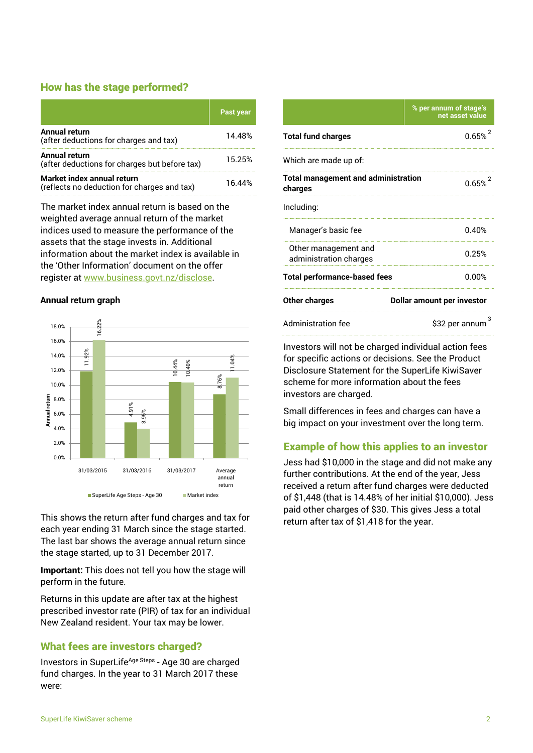## How has the stage performed?

| | Past year |
|---|---|
| **Annual return** (after deductions for charges and tax) | 14.48% |
| **Annual return** (after deductions for charges but before tax) | 15.25% |
| **Market index annual return** (reflects no deduction for charges and tax) | 16.44% |

The market index annual return is based on the weighted average annual return of the market indices used to measure the performance of the assets that the stage invests in. Additional information about the market index is available in the 'Other Information' document on the offer register at www.business.govt.nz/disclose.

### Annual return graph

| | SuperLife Age Steps - Age 30 | Market index |
|---|---|---|
| 31/03/2015 | 11.92% | 16.22% |
| 31/03/2016 | 4.91% | 3.95% |
| 31/03/2017 | 10.44% | 10.40% |
| Average annual return | 8.76% | 11.04% |

This shows the return after fund charges and tax for each year ending 31 March since the stage started. The last bar shows the average annual return since the stage started, up to 31 December 2017.

**Important:** This does not tell you how the stage will perform in the future.

Returns in this update are after tax at the highest prescribed investor rate (PIR) of tax for an individual New Zealand resident. Your tax may be lower.

## What fees are investors charged?

Investors in SuperLife Age Steps - Age 30 are charged fund charges. In the year to 31 March 2017 these were:

| | % per annum of stage's net asset value |
|---|---|
| **Total fund charges** | 0.65% [2] |
| Which are made up of: | |
| **Total management and administration charges** | 0.65% [2] |
| Including: | |
| Manager's basic fee | 0.40% |
| Other management and administration charges | 0.25% |
| **Total performance-based fees** | 0.00% |
| **Other charges** | **Dollar amount per investor** |
| Administration fee | $32 per annum [3] |

Investors will not be charged individual action fees for specific actions or decisions. See the Product Disclosure Statement for the SuperLife KiwiSaver scheme for more information about the fees investors are charged.

Small differences in fees and charges can have a big impact on your investment over the long term.

## Example of how this applies to an investor

Jess had $10,000 in the stage and did not make any further contributions. At the end of the year, Jess received a return after fund charges were deducted of $1,448 (that is 14.48% of her initial $10,000). Jess paid other charges of $30. This gives Jess a total return after tax of $1,418 for the year.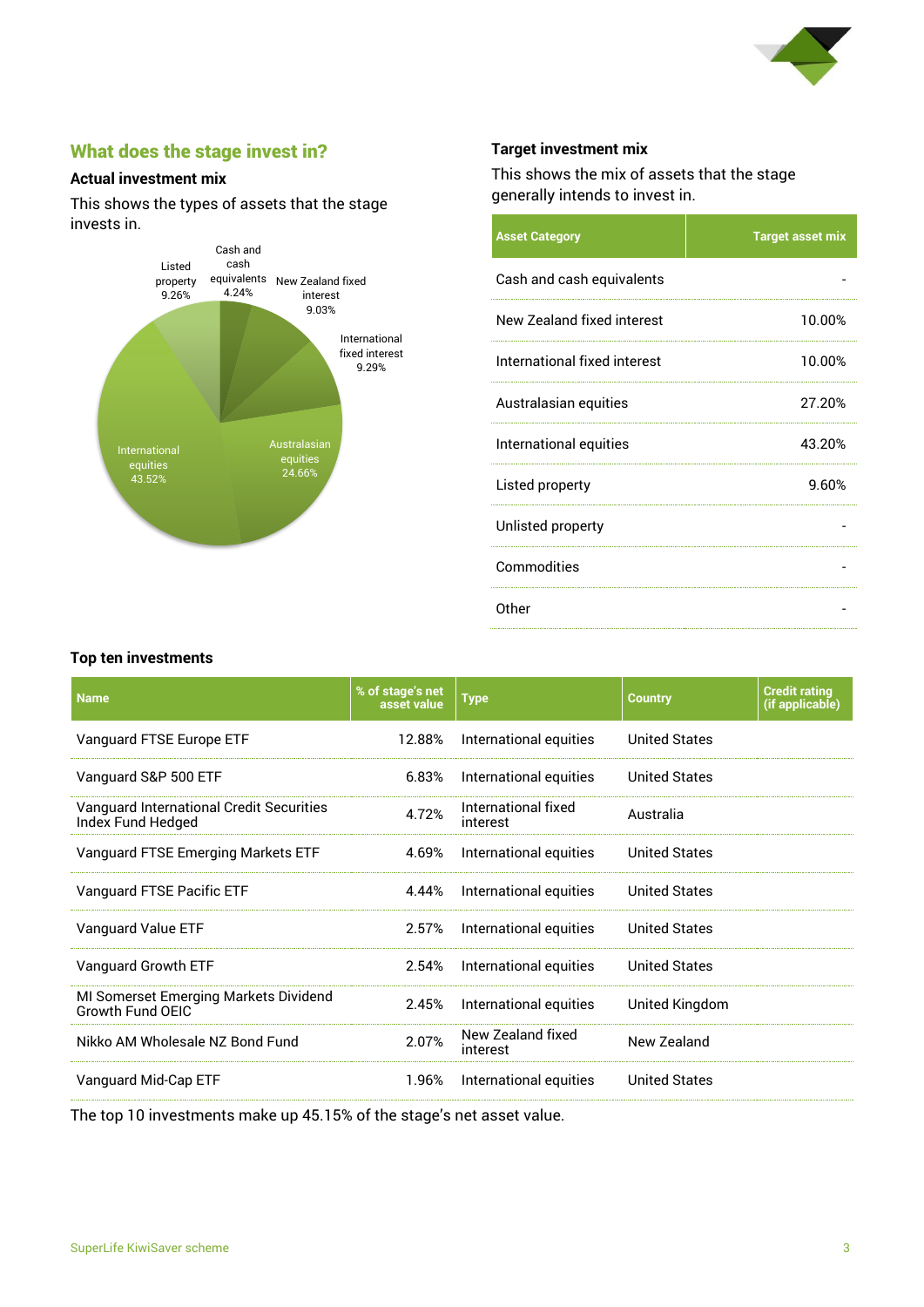## What does the stage invest in?

### Actual investment mix

This shows the types of assets that the stage invests in.

| Asset | % |
|---|---|
| Cash and cash equivalents | 4.24% |
| New Zealand fixed interest | 9.03% |
| International fixed interest | 9.29% |
| Australasian equities | 24.66% |
| International equities | 43.52% |
| Listed property | 9.26% |

### Target investment mix

This shows the mix of assets that the stage generally intends to invest in.

| Asset Category | Target asset mix |
|---|---|
| Cash and cash equivalents | - |
| New Zealand fixed interest | 10.00% |
| International fixed interest | 10.00% |
| Australasian equities | 27.20% |
| International equities | 43.20% |
| Listed property | 9.60% |
| Unlisted property | - |
| Commodities | - |
| Other | - |

### Top ten investments

| Name | % of stage's net asset value | Type | Country | Credit rating (if applicable) |
|---|---|---|---|---|
| Vanguard FTSE Europe ETF | 12.88% | International equities | United States | |
| Vanguard S&P 500 ETF | 6.83% | International equities | United States | |
| Vanguard International Credit Securities Index Fund Hedged | 4.72% | International fixed interest | Australia | |
| Vanguard FTSE Emerging Markets ETF | 4.69% | International equities | United States | |
| Vanguard FTSE Pacific ETF | 4.44% | International equities | United States | |
| Vanguard Value ETF | 2.57% | International equities | United States | |
| Vanguard Growth ETF | 2.54% | International equities | United States | |
| MI Somerset Emerging Markets Dividend Growth Fund OEIC | 2.45% | International equities | United Kingdom | |
| Nikko AM Wholesale NZ Bond Fund | 2.07% | New Zealand fixed interest | New Zealand | |
| Vanguard Mid-Cap ETF | 1.96% | International equities | United States | |

The top 10 investments make up 45.15% of the stage's net asset value.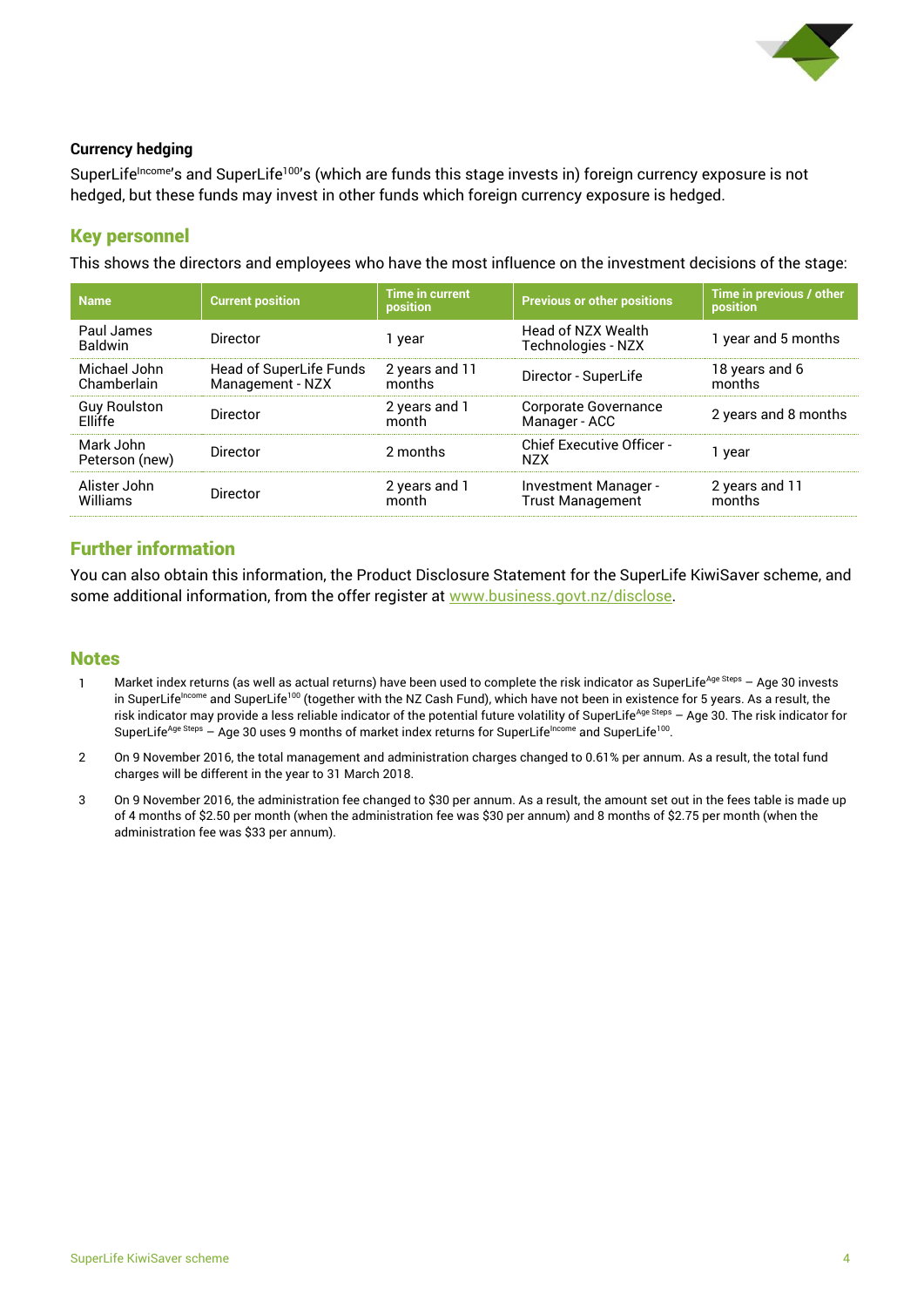**Currency hedging**

SuperLife[Income]'s and SuperLife[100]'s (which are funds this stage invests in) foreign currency exposure is not hedged, but these funds may invest in other funds which foreign currency exposure is hedged.

## Key personnel

This shows the directors and employees who have the most influence on the investment decisions of the stage:

| Name | Current position | Time in current position | Previous or other positions | Time in previous / other position |
|---|---|---|---|---|
| Paul James Baldwin | Director | 1 year | Head of NZX Wealth Technologies - NZX | 1 year and 5 months |
| Michael John Chamberlain | Head of SuperLife Funds Management - NZX | 2 years and 11 months | Director - SuperLife | 18 years and 6 months |
| Guy Roulston Elliffe | Director | 2 years and 1 month | Corporate Governance Manager - ACC | 2 years and 8 months |
| Mark John Peterson (new) | Director | 2 months | Chief Executive Officer - NZX | 1 year |
| Alister John Williams | Director | 2 years and 1 month | Investment Manager - Trust Management | 2 years and 11 months |

## Further information

You can also obtain this information, the Product Disclosure Statement for the SuperLife KiwiSaver scheme, and some additional information, from the offer register at www.business.govt.nz/disclose.

## Notes

1. Market index returns (as well as actual returns) have been used to complete the risk indicator as SuperLife[Age Steps] – Age 30 invests in SuperLife[Income] and SuperLife[100] (together with the NZ Cash Fund), which have not been in existence for 5 years. As a result, the risk indicator may provide a less reliable indicator of the potential future volatility of SuperLife[Age Steps] – Age 30. The risk indicator for SuperLife[Age Steps] – Age 30 uses 9 months of market index returns for SuperLife[Income] and SuperLife[100].

2. On 9 November 2016, the total management and administration charges changed to 0.61% per annum. As a result, the total fund charges will be different in the year to 31 March 2018.

3. On 9 November 2016, the administration fee changed to $30 per annum. As a result, the amount set out in the fees table is made up of 4 months of $2.50 per month (when the administration fee was $30 per annum) and 8 months of $2.75 per month (when the administration fee was $33 per annum).